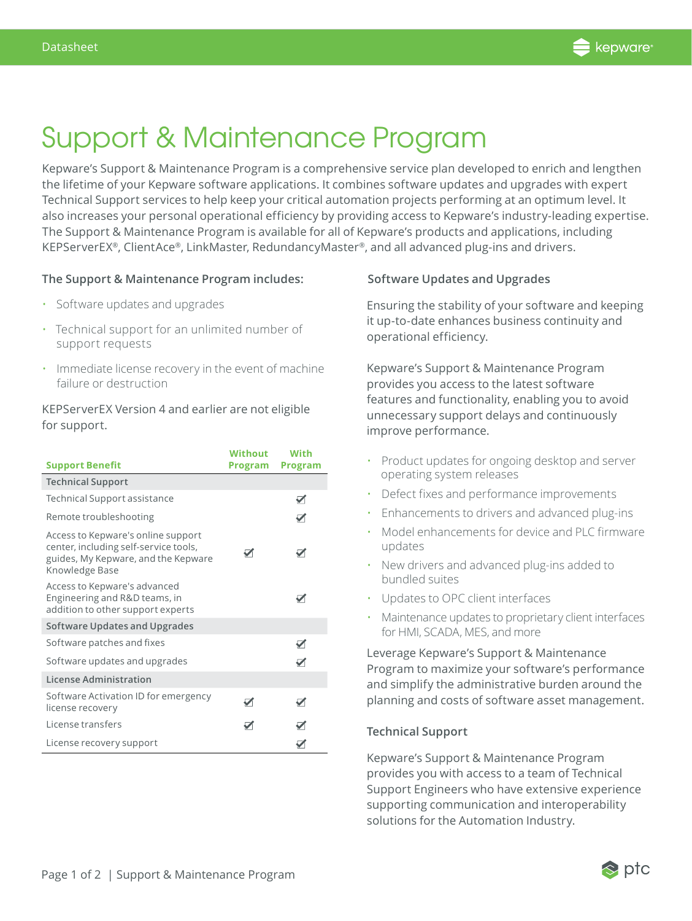Datasheet

# Support & Maintenance Program

Kepware's Support & Maintenance Program is a comprehensive service plan developed to enrich and lengthen the lifetime of your Kepware software applications. It combines software updates and upgrades with expert Technical Support services to help keep your critical automation projects performing at an optimum level. It also increases your personal operational efficiency by providing access to Kepware's industry-leading expertise. The Support & Maintenance Program is available for all of Kepware's products and applications, including KEPServerEX®, ClientAce®, LinkMaster, RedundancyMaster®, and all advanced plug-ins and drivers.

### The Support & Maintenance Program includes:

- Software updates and upgrades
- Technical support for an unlimited number of support requests
- Immediate license recovery in the event of machine failure or destruction

KEPServerEX Version 4 and earlier are not eligible for support.

| Support Benefit | Without Program | With Program |
|---|---|---|
| **Technical Support** | | |
| Technical Support assistance | | ✓ |
| Remote troubleshooting | | ✓ |
| Access to Kepware's online support center, including self-service tools, guides, My Kepware, and the Kepware Knowledge Base | ✓ | ✓ |
| Access to Kepware's advanced Engineering and R&D teams, in addition to other support experts | | ✓ |
| **Software Updates and Upgrades** | | |
| Software patches and fixes | | ✓ |
| Software updates and upgrades | | ✓ |
| **License Administration** | | |
| Software Activation ID for emergency license recovery | ✓ | ✓ |
| License transfers | ✓ | ✓ |
| License recovery support | | ✓ |

### Software Updates and Upgrades

Ensuring the stability of your software and keeping it up-to-date enhances business continuity and operational efficiency.

Kepware's Support & Maintenance Program provides you access to the latest software features and functionality, enabling you to avoid unnecessary support delays and continuously improve performance.

- Product updates for ongoing desktop and server operating system releases
- Defect fixes and performance improvements
- Enhancements to drivers and advanced plug-ins
- Model enhancements for device and PLC firmware updates
- New drivers and advanced plug-ins added to bundled suites
- Updates to OPC client interfaces
- Maintenance updates to proprietary client interfaces for HMI, SCADA, MES, and more

Leverage Kepware's Support & Maintenance Program to maximize your software's performance and simplify the administrative burden around the planning and costs of software asset management.

### Technical Support

Kepware's Support & Maintenance Program provides you with access to a team of Technical Support Engineers who have extensive experience supporting communication and interoperability solutions for the Automation Industry.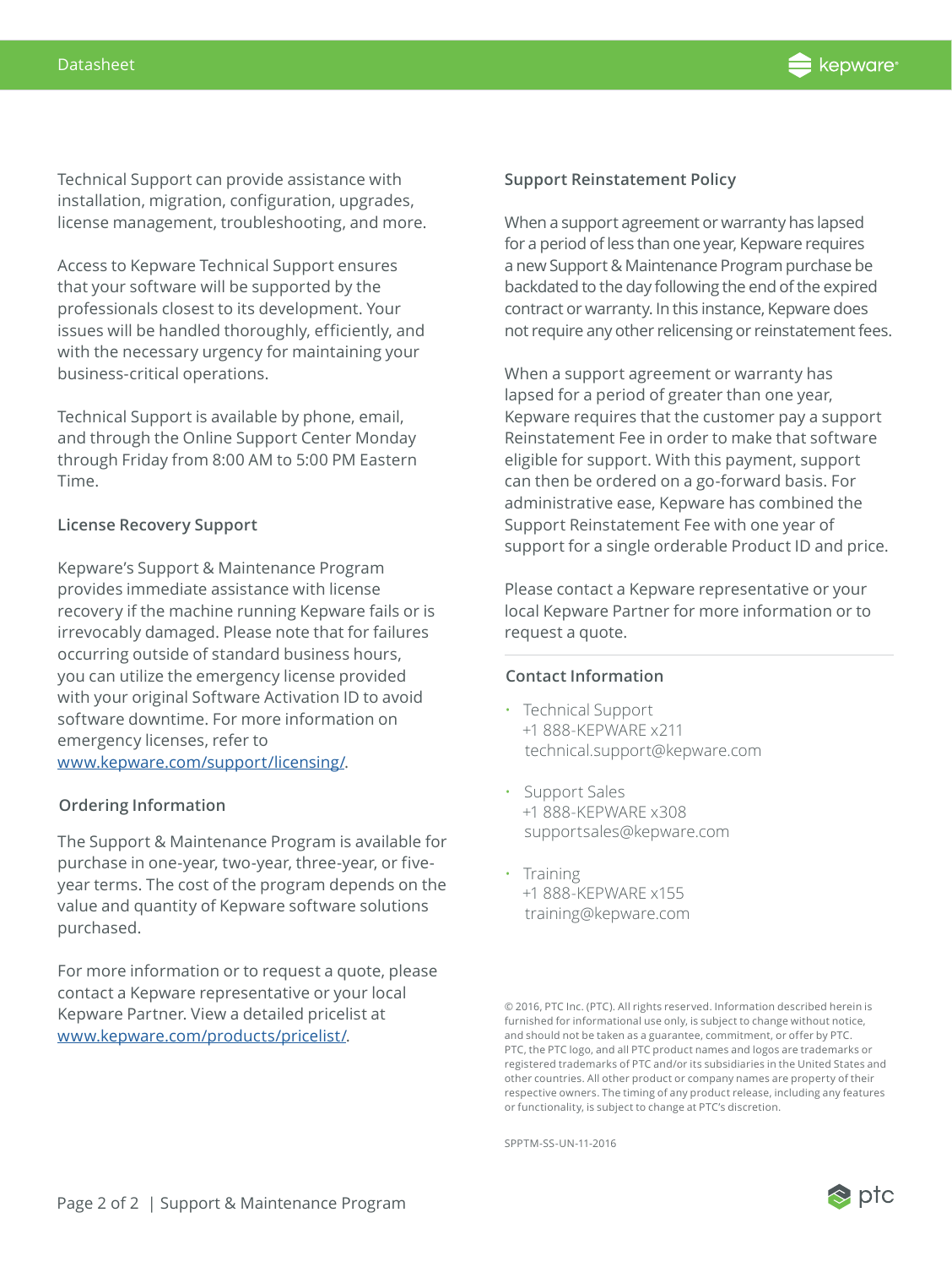Technical Support can provide assistance with installation, migration, configuration, upgrades, license management, troubleshooting, and more.

Access to Kepware Technical Support ensures that your software will be supported by the professionals closest to its development. Your issues will be handled thoroughly, efficiently, and with the necessary urgency for maintaining your business-critical operations.

Technical Support is available by phone, email, and through the Online Support Center Monday through Friday from 8:00 AM to 5:00 PM Eastern Time.

### License Recovery Support

Kepware's Support & Maintenance Program provides immediate assistance with license recovery if the machine running Kepware fails or is irrevocably damaged. Please note that for failures occurring outside of standard business hours, you can utilize the emergency license provided with your original Software Activation ID to avoid software downtime. For more information on emergency licenses, refer to www.kepware.com/support/licensing/.

### Ordering Information

The Support & Maintenance Program is available for purchase in one-year, two-year, three-year, or five-year terms. The cost of the program depends on the value and quantity of Kepware software solutions purchased.

For more information or to request a quote, please contact a Kepware representative or your local Kepware Partner. View a detailed pricelist at www.kepware.com/products/pricelist/.

### Support Reinstatement Policy

When a support agreement or warranty has lapsed for a period of less than one year, Kepware requires a new Support & Maintenance Program purchase be backdated to the day following the end of the expired contract or warranty. In this instance, Kepware does not require any other relicensing or reinstatement fees.

When a support agreement or warranty has lapsed for a period of greater than one year, Kepware requires that the customer pay a support Reinstatement Fee in order to make that software eligible for support. With this payment, support can then be ordered on a go-forward basis. For administrative ease, Kepware has combined the Support Reinstatement Fee with one year of support for a single orderable Product ID and price.

Please contact a Kepware representative or your local Kepware Partner for more information or to request a quote.

### Contact Information

- Technical Support
  +1 888-KEPWARE x211
  technical.support@kepware.com
- Support Sales
  +1 888-KEPWARE x308
  supportsales@kepware.com
- Training
  +1 888-KEPWARE x155
  training@kepware.com

© 2016, PTC Inc. (PTC). All rights reserved. Information described herein is furnished for informational use only, is subject to change without notice, and should not be taken as a guarantee, commitment, or offer by PTC. PTC, the PTC logo, and all PTC product names and logos are trademarks or registered trademarks of PTC and/or its subsidiaries in the United States and other countries. All other product or company names are property of their respective owners. The timing of any product release, including any features or functionality, is subject to change at PTC's discretion.

SPPTM-SS-UN-11-2016